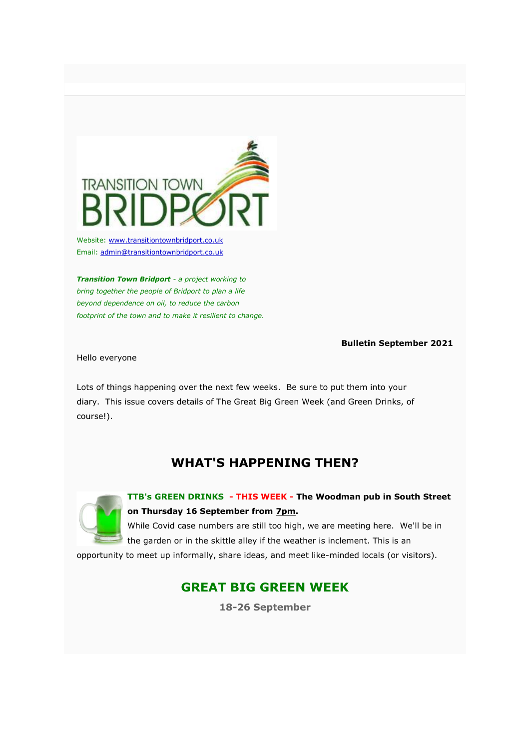TRANSITION TOWN BRIDPORT

Website: www.transitiontownbridport.co.uk
Email: admin@transitiontownbridport.co.uk

***Transition Town Bridport*** *- a project working to bring together the people of Bridport to plan a life beyond dependence on oil, to reduce the carbon footprint of the town and to make it resilient to change.*

**Bulletin September 2021**

Hello everyone

Lots of things happening over the next few weeks. Be sure to put them into your diary. This issue covers details of The Great Big Green Week (and Green Drinks, of course!).

## WHAT'S HAPPENING THEN?

**TTB's GREEN DRINKS - THIS WEEK - The Woodman pub in South Street on Thursday 16 September from 7pm.**

While Covid case numbers are still too high, we are meeting here. We'll be in the garden or in the skittle alley if the weather is inclement. This is an opportunity to meet up informally, share ideas, and meet like-minded locals (or visitors).

## GREAT BIG GREEN WEEK

**18-26 September**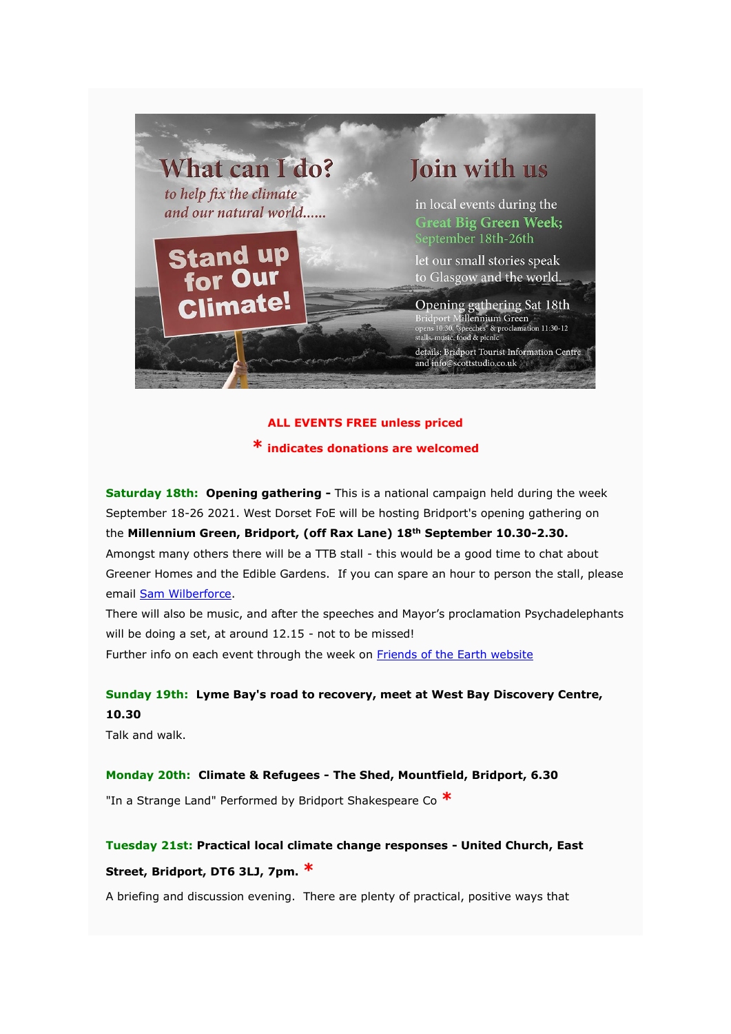What can I do?

*to help fix the climate and our natural world......*

Stand up for Our Climate!

Join with us

in local events during the **Great Big Green Week;** September 18th-26th

let our small stories speak to Glasgow and the world.

Opening gathering Sat 18th
Bridport Millennium Green
opens 10:30, "speeches" & proclamation 11:30-12
stalls, music, food & picnic

details: Bridport Tourist Information Centre and info@scottstudio.co.uk

**ALL EVENTS FREE unless priced**

**\* indicates donations are welcomed**

**Saturday 18th: Opening gathering -** This is a national campaign held during the week September 18-26 2021. West Dorset FoE will be hosting Bridport's opening gathering on the **Millennium Green, Bridport, (off Rax Lane) 18th September 10.30-2.30.** Amongst many others there will be a TTB stall - this would be a good time to chat about Greener Homes and the Edible Gardens. If you can spare an hour to person the stall, please email Sam Wilberforce.

There will also be music, and after the speeches and Mayor's proclamation Psychadelephants will be doing a set, at around 12.15 - not to be missed!

Further info on each event through the week on Friends of the Earth website

**Sunday 19th: Lyme Bay's road to recovery, meet at West Bay Discovery Centre, 10.30**

Talk and walk.

**Monday 20th: Climate & Refugees - The Shed, Mountfield, Bridport, 6.30**

"In a Strange Land" Performed by Bridport Shakespeare Co *

**Tuesday 21st: Practical local climate change responses - United Church, East Street, Bridport, DT6 3LJ, 7pm.** *

A briefing and discussion evening. There are plenty of practical, positive ways that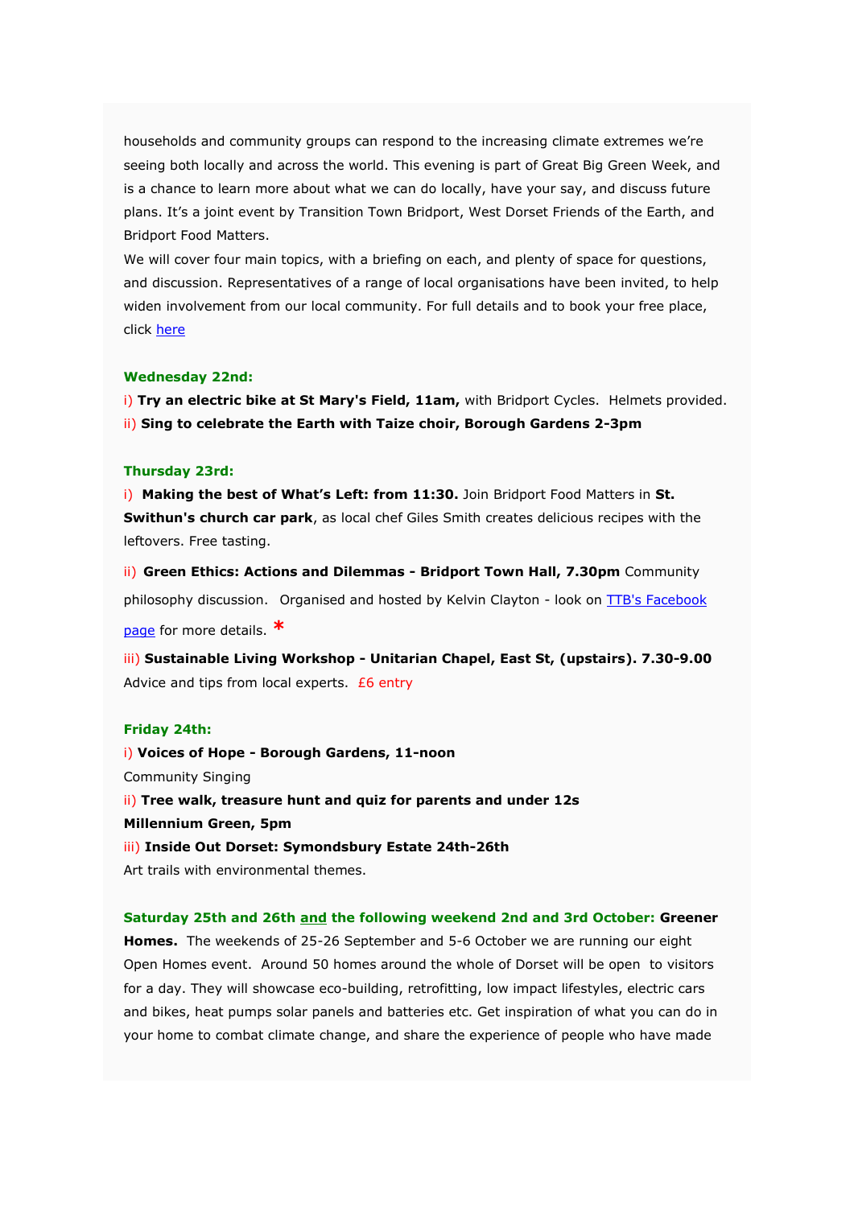households and community groups can respond to the increasing climate extremes we're seeing both locally and across the world. This evening is part of Great Big Green Week, and is a chance to learn more about what we can do locally, have your say, and discuss future plans. It's a joint event by Transition Town Bridport, West Dorset Friends of the Earth, and Bridport Food Matters.

We will cover four main topics, with a briefing on each, and plenty of space for questions, and discussion. Representatives of a range of local organisations have been invited, to help widen involvement from our local community. For full details and to book your free place, click [here]

**Wednesday 22nd:**

i) **Try an electric bike at St Mary's Field, 11am,** with Bridport Cycles. Helmets provided.
ii) **Sing to celebrate the Earth with Taize choir, Borough Gardens 2-3pm**

**Thursday 23rd:**

i) **Making the best of What's Left: from 11:30.** Join Bridport Food Matters in **St. Swithun's church car park**, as local chef Giles Smith creates delicious recipes with the leftovers. Free tasting.

ii) **Green Ethics: Actions and Dilemmas - Bridport Town Hall, 7.30pm** Community philosophy discussion. Organised and hosted by Kelvin Clayton - look on [TTB's Facebook page] for more details. *

iii) **Sustainable Living Workshop - Unitarian Chapel, East St, (upstairs). 7.30-9.00** Advice and tips from local experts. £6 entry

**Friday 24th:**

i) **Voices of Hope - Borough Gardens, 11-noon**
Community Singing
ii) **Tree walk, treasure hunt and quiz for parents and under 12s**
**Millennium Green, 5pm**
iii) **Inside Out Dorset: Symondsbury Estate 24th-26th**
Art trails with environmental themes.

**Saturday 25th and 26th and the following weekend 2nd and 3rd October: Greener Homes.** The weekends of 25-26 September and 5-6 October we are running our eight Open Homes event. Around 50 homes around the whole of Dorset will be open to visitors for a day. They will showcase eco-building, retrofitting, low impact lifestyles, electric cars and bikes, heat pumps solar panels and batteries etc. Get inspiration of what you can do in your home to combat climate change, and share the experience of people who have made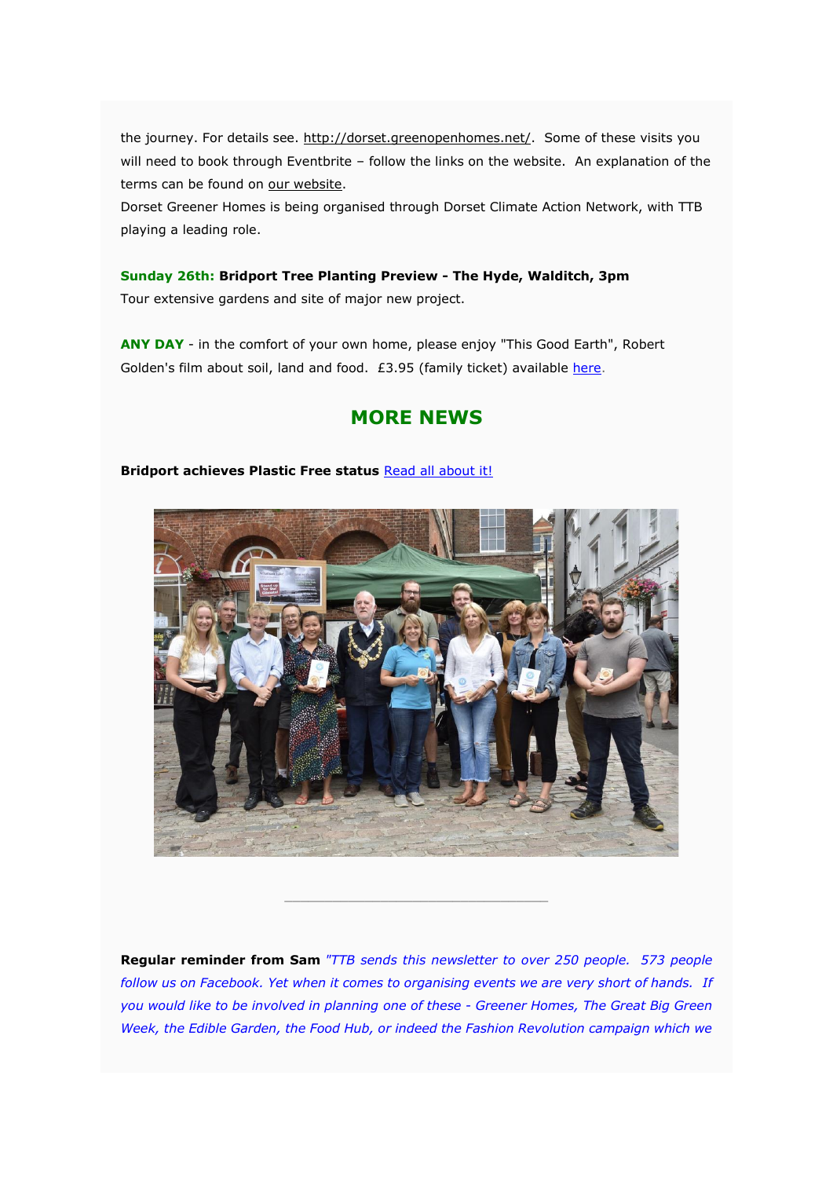the journey. For details see. http://dorset.greenopenhomes.net/. Some of these visits you will need to book through Eventbrite – follow the links on the website. An explanation of the terms can be found on our website.
Dorset Greener Homes is being organised through Dorset Climate Action Network, with TTB playing a leading role.

**Sunday 26th: Bridport Tree Planting Preview - The Hyde, Walditch, 3pm**
Tour extensive gardens and site of major new project.

**ANY DAY** - in the comfort of your own home, please enjoy "This Good Earth", Robert Golden's film about soil, land and food. £3.95 (family ticket) available here.

## MORE NEWS

**Bridport achieves Plastic Free status** Read all about it!

---

**Regular reminder from Sam** *"TTB sends this newsletter to over 250 people. 573 people follow us on Facebook. Yet when it comes to organising events we are very short of hands. If you would like to be involved in planning one of these - Greener Homes, The Great Big Green Week, the Edible Garden, the Food Hub, or indeed the Fashion Revolution campaign which we*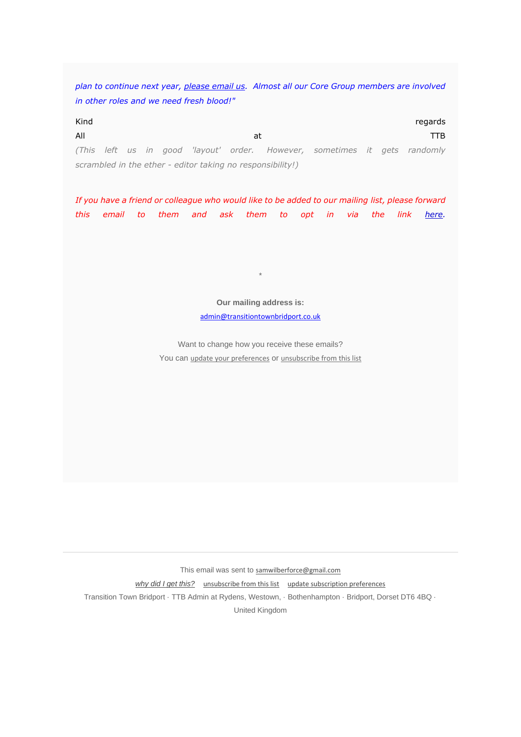*plan to continue next year, please email us. Almost all our Core Group members are involved in other roles and we need fresh blood!"*

Kind regards
All at TTB
*(This left us in good 'layout' order. However, sometimes it gets randomly scrambled in the ether - editor taking no responsibility!)*

*If you have a friend or colleague who would like to be added to our mailing list, please forward this email to them and ask them to opt in via the link here.*

*

**Our mailing address is:**
admin@transitiontownbridport.co.uk

Want to change how you receive these emails?
You can update your preferences or unsubscribe from this list

---

This email was sent to samwilberforce@gmail.com
*why did I get this?* unsubscribe from this list update subscription preferences
Transition Town Bridport · TTB Admin at Rydens, Westown, · Bothenhampton · Bridport, Dorset DT6 4BQ · United Kingdom